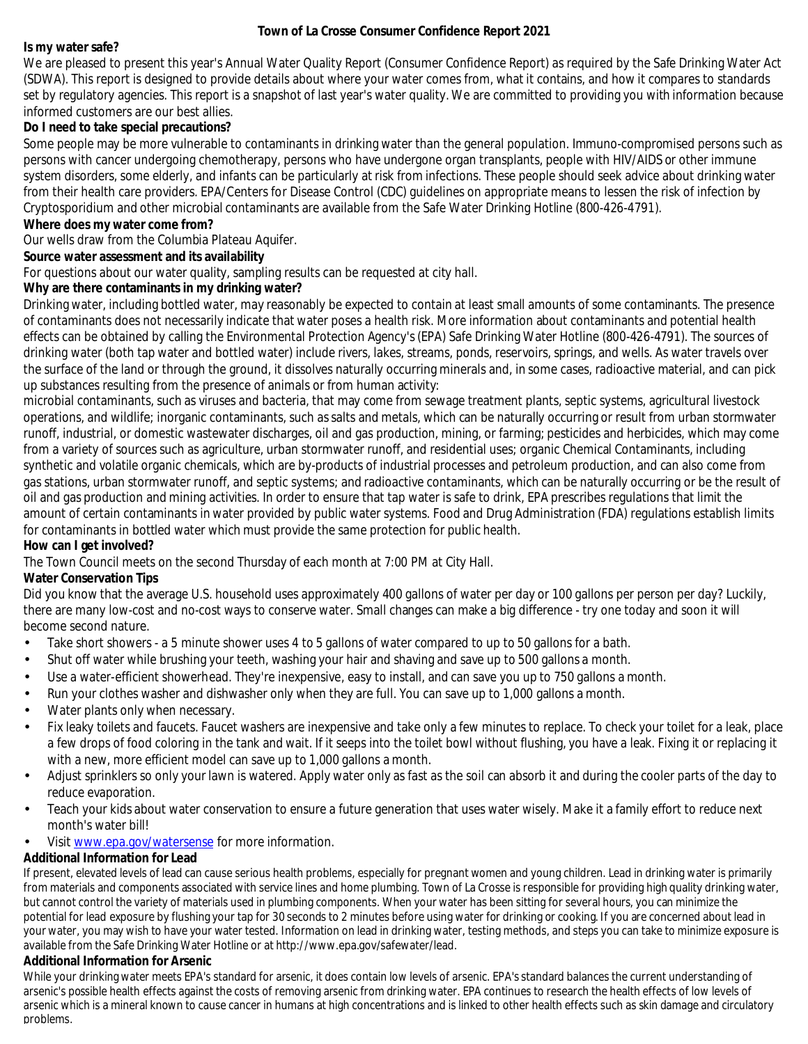# Town of La Crosse Consumer Confidence Report 2021

## Is my water safe?

We are pleased to present this year's Annual Water Quality Report (Consumer Confidence Report) as required by the Safe Drinking Water Act (SDWA). This report is designed to provide details about where your water comes from, what it contains, and how it compares to standards set by regulatory agencies. This report is a snapshot of last year's water quality. We are committed to providing you with information because informed customers are our best allies.

## Do I need to take special precautions?

Some people may be more vulnerable to contaminants in drinking water than the general population. Immuno-compromised persons such as persons with cancer undergoing chemotherapy, persons who have undergone organ transplants, people with HIV/AIDS or other immune system disorders, some elderly, and infants can be particularly at risk from infections. These people should seek advice about drinking water from their health care providers. EPA/Centers for Disease Control (CDC) guidelines on appropriate means to lessen the risk of infection by Cryptosporidium and other microbial contaminants are available from the Safe Water Drinking Hotline (800-426-4791).

## Where does my water come from?

Our wells draw from the Columbia Plateau Aquifer.

## Source water assessment and its availability

For questions about our water quality, sampling results can be requested at city hall.

## Why are there contaminants in my drinking water?

Drinking water, including bottled water, may reasonably be expected to contain at least small amounts of some contaminants. The presence of contaminants does not necessarily indicate that water poses a health risk. More information about contaminants and potential health effects can be obtained by calling the Environmental Protection Agency's (EPA) Safe Drinking Water Hotline (800-426-4791). The sources of drinking water (both tap water and bottled water) include rivers, lakes, streams, ponds, reservoirs, springs, and wells. As water travels over the surface of the land or through the ground, it dissolves naturally occurring minerals and, in some cases, radioactive material, and can pick up substances resulting from the presence of animals or from human activity:
microbial contaminants, such as viruses and bacteria, that may come from sewage treatment plants, septic systems, agricultural livestock operations, and wildlife; inorganic contaminants, such as salts and metals, which can be naturally occurring or result from urban stormwater runoff, industrial, or domestic wastewater discharges, oil and gas production, mining, or farming; pesticides and herbicides, which may come from a variety of sources such as agriculture, urban stormwater runoff, and residential uses; organic Chemical Contaminants, including synthetic and volatile organic chemicals, which are by-products of industrial processes and petroleum production, and can also come from gas stations, urban stormwater runoff, and septic systems; and radioactive contaminants, which can be naturally occurring or be the result of oil and gas production and mining activities. In order to ensure that tap water is safe to drink, EPA prescribes regulations that limit the amount of certain contaminants in water provided by public water systems. Food and Drug Administration (FDA) regulations establish limits for contaminants in bottled water which must provide the same protection for public health.

## How can I get involved?

The Town Council meets on the second Thursday of each month at 7:00 PM at City Hall.

## Water Conservation Tips

Did you know that the average U.S. household uses approximately 400 gallons of water per day or 100 gallons per person per day? Luckily, there are many low-cost and no-cost ways to conserve water. Small changes can make a big difference - try one today and soon it will become second nature.

- Take short showers - a 5 minute shower uses 4 to 5 gallons of water compared to up to 50 gallons for a bath.
- Shut off water while brushing your teeth, washing your hair and shaving and save up to 500 gallons a month.
- Use a water-efficient showerhead. They're inexpensive, easy to install, and can save you up to 750 gallons a month.
- Run your clothes washer and dishwasher only when they are full. You can save up to 1,000 gallons a month.
- Water plants only when necessary.
- Fix leaky toilets and faucets. Faucet washers are inexpensive and take only a few minutes to replace. To check your toilet for a leak, place a few drops of food coloring in the tank and wait. If it seeps into the toilet bowl without flushing, you have a leak. Fixing it or replacing it with a new, more efficient model can save up to 1,000 gallons a month.
- Adjust sprinklers so only your lawn is watered. Apply water only as fast as the soil can absorb it and during the cooler parts of the day to reduce evaporation.
- Teach your kids about water conservation to ensure a future generation that uses water wisely. Make it a family effort to reduce next month's water bill!
- Visit www.epa.gov/watersense for more information.

## Additional Information for Lead

If present, elevated levels of lead can cause serious health problems, especially for pregnant women and young children. Lead in drinking water is primarily from materials and components associated with service lines and home plumbing. Town of La Crosse is responsible for providing high quality drinking water, but cannot control the variety of materials used in plumbing components. When your water has been sitting for several hours, you can minimize the potential for lead exposure by flushing your tap for 30 seconds to 2 minutes before using water for drinking or cooking. If you are concerned about lead in your water, you may wish to have your water tested. Information on lead in drinking water, testing methods, and steps you can take to minimize exposure is available from the Safe Drinking Water Hotline or at http://www.epa.gov/safewater/lead.

## Additional Information for Arsenic

While your drinking water meets EPA's standard for arsenic, it does contain low levels of arsenic. EPA's standard balances the current understanding of arsenic's possible health effects against the costs of removing arsenic from drinking water. EPA continues to research the health effects of low levels of arsenic which is a mineral known to cause cancer in humans at high concentrations and is linked to other health effects such as skin damage and circulatory problems.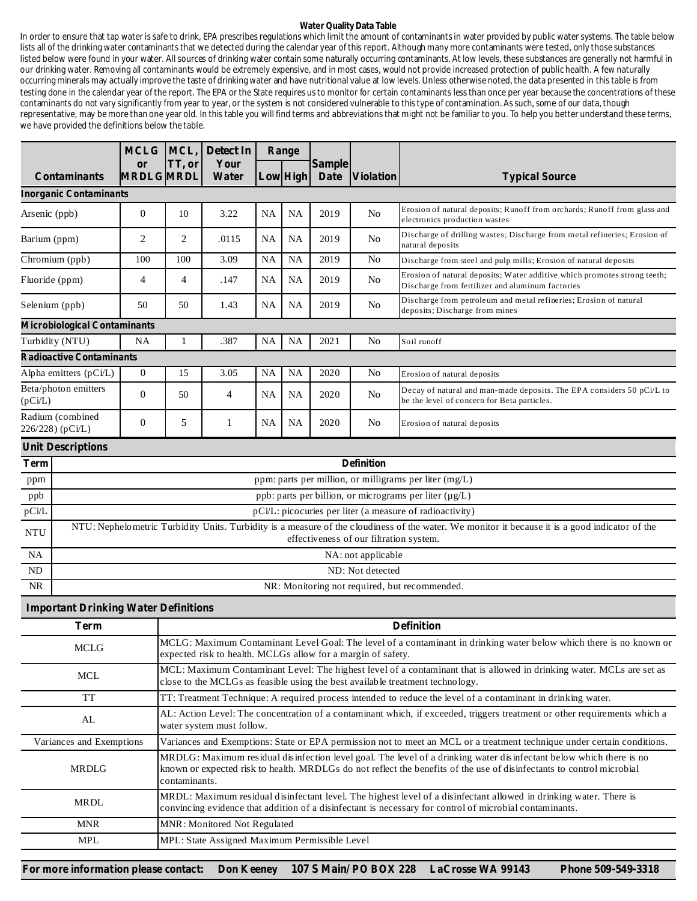## Water Quality Data Table

In order to ensure that tap water is safe to drink, EPA prescribes regulations which limit the amount of contaminants in water provided by public water systems. The table below lists all of the drinking water contaminants that we detected during the calendar year of this report. Although many more contaminants were tested, only those substances listed below were found in your water. All sources of drinking water contain some naturally occurring contaminants. At low levels, these substances are generally not harmful in our drinking water. Removing all contaminants would be extremely expensive, and in most cases, would not provide increased protection of public health. A few naturally occurring minerals may actually improve the taste of drinking water and have nutritional value at low levels. Unless otherwise noted, the data presented in this table is from testing done in the calendar year of the report. The EPA or the State requires us to monitor for certain contaminants less than once per year because the concentrations of these contaminants do not vary significantly from year to year, or the system is not considered vulnerable to this type of contamination. As such, some of our data, though representative, may be more than one year old. In this table you will find terms and abbreviations that might not be familiar to you. To help you better understand these terms, we have provided the definitions below the table.

| Contaminants | MCLG or MRDLG | MCL, TT, or MRDL | Detect In Your Water | Range | | Sample Date | Violation | Typical Source |
|---|---|---|---|---|---|---|---|---|
| | | | | Low | High | | | |
| **Inorganic Contaminants** | | | | | | | | |
| Arsenic (ppb) | 0 | 10 | 3.22 | NA | NA | 2019 | No | Erosion of natural deposits; Runoff from orchards; Runoff from glass and electronics production wastes |
| Barium (ppm) | 2 | 2 | .0115 | NA | NA | 2019 | No | Discharge of drilling wastes; Discharge from metal refineries; Erosion of natural deposits |
| Chromium (ppb) | 100 | 100 | 3.09 | NA | NA | 2019 | No | Discharge from steel and pulp mills; Erosion of natural deposits |
| Fluoride (ppm) | 4 | 4 | .147 | NA | NA | 2019 | No | Erosion of natural deposits; Water additive which promotes strong teeth; Discharge from fertilizer and aluminum factories |
| Selenium (ppb) | 50 | 50 | 1.43 | NA | NA | 2019 | No | Discharge from petroleum and metal refineries; Erosion of natural deposits; Discharge from mines |
| **Microbiological Contaminants** | | | | | | | | |
| Turbidity (NTU) | NA | 1 | .387 | NA | NA | 2021 | No | Soil runoff |
| **Radioactive Contaminants** | | | | | | | | |
| Alpha emitters (pCi/L) | 0 | 15 | 3.05 | NA | NA | 2020 | No | Erosion of natural deposits |
| Beta/photon emitters (pCi/L) | 0 | 50 | 4 | NA | NA | 2020 | No | Decay of natural and man-made deposits. The EPA considers 50 pCi/L to be the level of concern for Beta particles. |
| Radium (combined 226/228) (pCi/L) | 0 | 5 | 1 | NA | NA | 2020 | No | Erosion of natural deposits |

### Unit Descriptions

| Term | Definition |
|---|---|
| ppm | ppm: parts per million, or milligrams per liter (mg/L) |
| ppb | ppb: parts per billion, or micrograms per liter (µg/L) |
| pCi/L | pCi/L: picocuries per liter (a measure of radioactivity) |
| NTU | NTU: Nephelometric Turbidity Units. Turbidity is a measure of the cloudiness of the water. We monitor it because it is a good indicator of the effectiveness of our filtration system. |
| NA | NA: not applicable |
| ND | ND: Not detected |
| NR | NR: Monitoring not required, but recommended. |

### Important Drinking Water Definitions

| Term | Definition |
|---|---|
| MCLG | MCLG: Maximum Contaminant Level Goal: The level of a contaminant in drinking water below which there is no known or expected risk to health. MCLGs allow for a margin of safety. |
| MCL | MCL: Maximum Contaminant Level: The highest level of a contaminant that is allowed in drinking water. MCLs are set as close to the MCLGs as feasible using the best available treatment technology. |
| TT | TT: Treatment Technique: A required process intended to reduce the level of a contaminant in drinking water. |
| AL | AL: Action Level: The concentration of a contaminant which, if exceeded, triggers treatment or other requirements which a water system must follow. |
| Variances and Exemptions | Variances and Exemptions: State or EPA permission not to meet an MCL or a treatment technique under certain conditions. |
| MRDLG | MRDLG: Maximum residual disinfection level goal. The level of a drinking water disinfectant below which there is no known or expected risk to health. MRDLGs do not reflect the benefits of the use of disinfectants to control microbial contaminants. |
| MRDL | MRDL: Maximum residual disinfectant level. The highest level of a disinfectant allowed in drinking water. There is convincing evidence that addition of a disinfectant is necessary for control of microbial contaminants. |
| MNR | MNR: Monitored Not Regulated |
| MPL | MPL: State Assigned Maximum Permissible Level |

**For more information please contact: Don Keeney 107 S Main/PO BOX 228 LaCrosse WA 99143 Phone 509-549-3318**